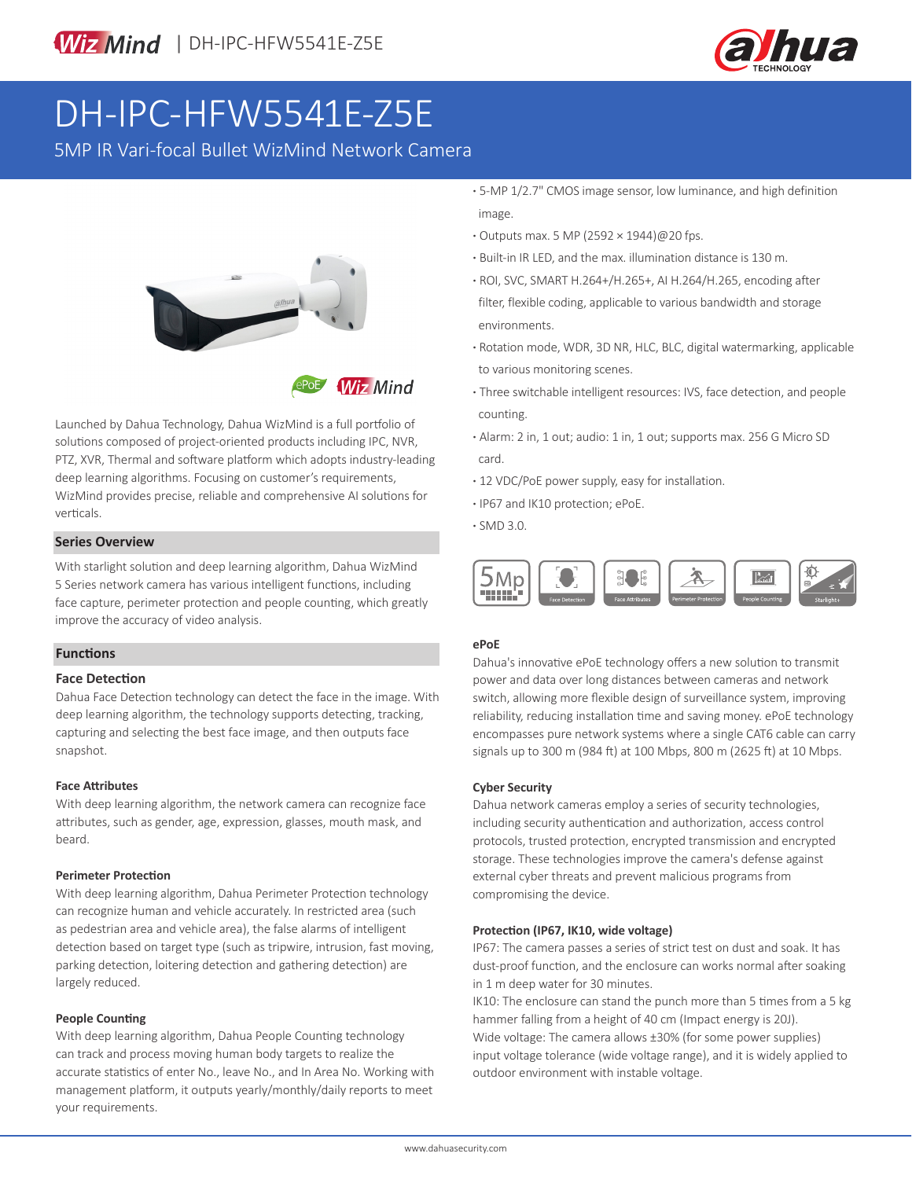# DH-IPC-HFW5541E-Z5E

5MP IR Vari-focal Bullet WizMind Network Camera

- 5-MP 1/2.7" CMOS image sensor, low luminance, and high definition image.
- Outputs max. 5 MP (2592 × 1944)@20 fps.
- Built-in IR LED, and the max. illumination distance is 130 m.
- ROI, SVC, SMART H.264+/H.265+, AI H.264/H.265, encoding after filter, flexible coding, applicable to various bandwidth and storage environments.
- Rotation mode, WDR, 3D NR, HLC, BLC, digital watermarking, applicable to various monitoring scenes.
- Three switchable intelligent resources: IVS, face detection, and people counting.
- Alarm: 2 in, 1 out; audio: 1 in, 1 out; supports max. 256 G Micro SD card.
- 12 VDC/PoE power supply, easy for installation.
- IP67 and IK10 protection; ePoE.
- SMD 3.0.

5Mp | Face Detection | Face Attributes | Perimeter Protection | People Counting | Starlight+

Launched by Dahua Technology, Dahua WizMind is a full portfolio of solutions composed of project-oriented products including IPC, NVR, PTZ, XVR, Thermal and software platform which adopts industry-leading deep learning algorithms. Focusing on customer's requirements, WizMind provides precise, reliable and comprehensive AI solutions for verticals.

## Series Overview

With starlight solution and deep learning algorithm, Dahua WizMind 5 Series network camera has various intelligent functions, including face capture, perimeter protection and people counting, which greatly improve the accuracy of video analysis.

## Functions

### Face Detection

Dahua Face Detection technology can detect the face in the image. With deep learning algorithm, the technology supports detecting, tracking, capturing and selecting the best face image, and then outputs face snapshot.

#### Face Attributes

With deep learning algorithm, the network camera can recognize face attributes, such as gender, age, expression, glasses, mouth mask, and beard.

#### Perimeter Protection

With deep learning algorithm, Dahua Perimeter Protection technology can recognize human and vehicle accurately. In restricted area (such as pedestrian area and vehicle area), the false alarms of intelligent detection based on target type (such as tripwire, intrusion, fast moving, parking detection, loitering detection and gathering detection) are largely reduced.

#### People Counting

With deep learning algorithm, Dahua People Counting technology can track and process moving human body targets to realize the accurate statistics of enter No., leave No., and In Area No. Working with management platform, it outputs yearly/monthly/daily reports to meet your requirements.

#### ePoE

Dahua's innovative ePoE technology offers a new solution to transmit power and data over long distances between cameras and network switch, allowing more flexible design of surveillance system, improving reliability, reducing installation time and saving money. ePoE technology encompasses pure network systems where a single CAT6 cable can carry signals up to 300 m (984 ft) at 100 Mbps, 800 m (2625 ft) at 10 Mbps.

#### Cyber Security

Dahua network cameras employ a series of security technologies, including security authentication and authorization, access control protocols, trusted protection, encrypted transmission and encrypted storage. These technologies improve the camera's defense against external cyber threats and prevent malicious programs from compromising the device.

#### Protection (IP67, IK10, wide voltage)

IP67: The camera passes a series of strict test on dust and soak. It has dust-proof function, and the enclosure can works normal after soaking in 1 m deep water for 30 minutes.

IK10: The enclosure can stand the punch more than 5 times from a 5 kg hammer falling from a height of 40 cm (Impact energy is 20J).

Wide voltage: The camera allows ±30% (for some power supplies) input voltage tolerance (wide voltage range), and it is widely applied to outdoor environment with instable voltage.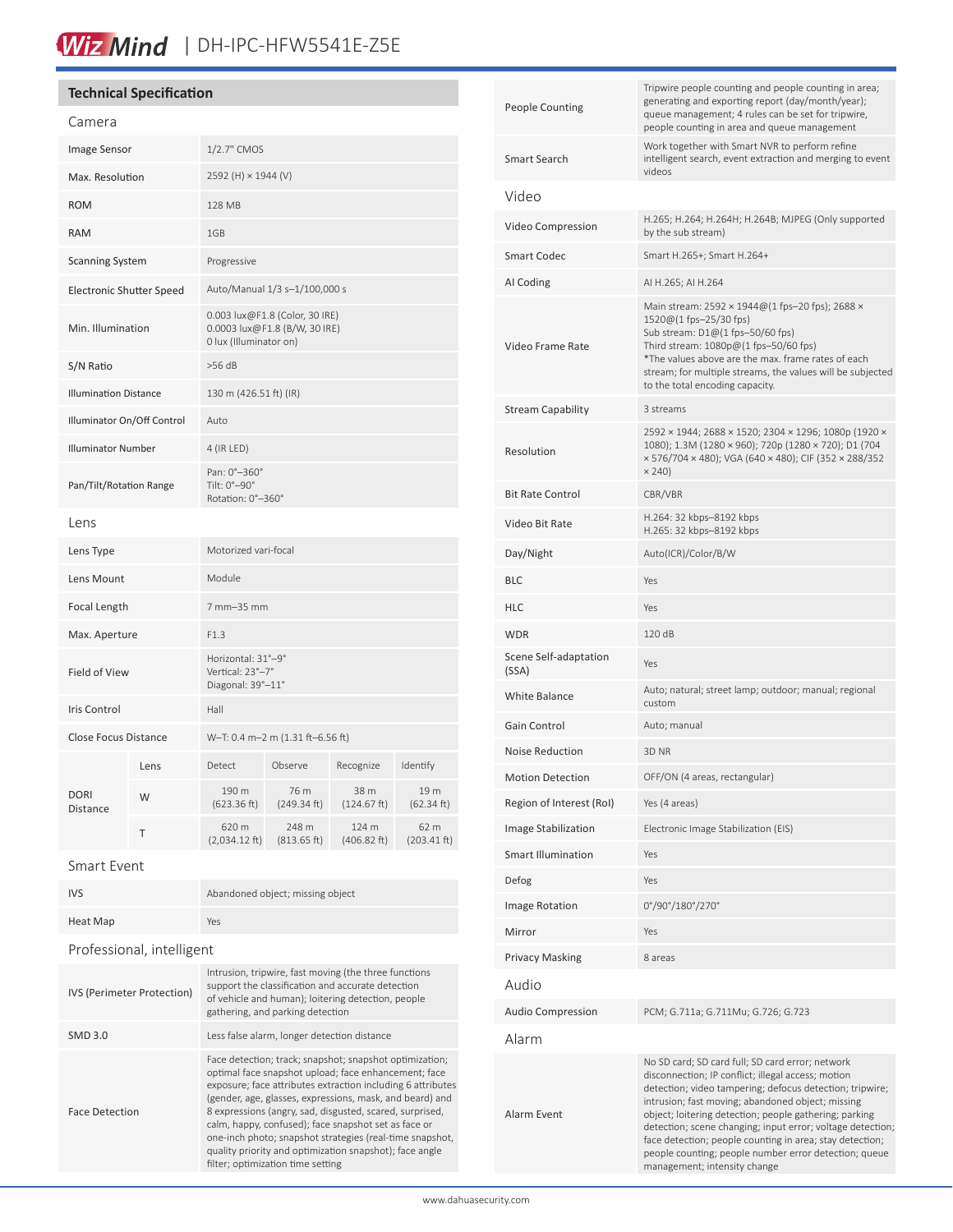## Technical Specification

### Camera

| | |
|---|---|
| Image Sensor | 1/2.7" CMOS |
| Max. Resolution | 2592 (H) × 1944 (V) |
| ROM | 128 MB |
| RAM | 1GB |
| Scanning System | Progressive |
| Electronic Shutter Speed | Auto/Manual 1/3 s–1/100,000 s |
| Min. Illumination | 0.003 lux@F1.8 (Color, 30 IRE)<br>0.0003 lux@F1.8 (B/W, 30 IRE)<br>0 lux (Illuminator on) |
| S/N Ratio | >56 dB |
| Illumination Distance | 130 m (426.51 ft) (IR) |
| Illuminator On/Off Control | Auto |
| Illuminator Number | 4 (IR LED) |
| Pan/Tilt/Rotation Range | Pan: 0°–360°<br>Tilt: 0°–90°<br>Rotation: 0°–360° |

### Lens

| | |
|---|---|
| Lens Type | Motorized vari-focal |
| Lens Mount | Module |
| Focal Length | 7 mm–35 mm |
| Max. Aperture | F1.3 |
| Field of View | Horizontal: 31°–9°<br>Vertical: 23°–7°<br>Diagonal: 39°–11° |
| Iris Control | Hall |
| Close Focus Distance | W–T: 0.4 m–2 m (1.31 ft–6.56 ft) |

| DORI Distance | Lens | Detect | Observe | Recognize | Identify |
|---|---|---|---|---|---|
| | W | 190 m (623.36 ft) | 76 m (249.34 ft) | 38 m (124.67 ft) | 19 m (62.34 ft) |
| | T | 620 m (2,034.12 ft) | 248 m (813.65 ft) | 124 m (406.82 ft) | 62 m (203.41 ft) |

### Smart Event

| | |
|---|---|
| IVS | Abandoned object; missing object |
| Heat Map | Yes |

### Professional, intelligent

| | |
|---|---|
| IVS (Perimeter Protection) | Intrusion, tripwire, fast moving (the three functions support the classification and accurate detection of vehicle and human); loitering detection, people gathering, and parking detection |
| SMD 3.0 | Less false alarm, longer detection distance |
| Face Detection | Face detection; track; snapshot; snapshot optimization; optimal face snapshot upload; face enhancement; face exposure; face attributes extraction including 6 attributes (gender, age, glasses, expressions, mask, and beard) and 8 expressions (angry, sad, disgusted, scared, surprised, calm, happy, confused); face snapshot set as face or one-inch photo; snapshot strategies (real-time snapshot, quality priority and optimization snapshot); face angle filter; optimization time setting |
| People Counting | Tripwire people counting and people counting in area; generating and exporting report (day/month/year); queue management; 4 rules can be set for tripwire, people counting in area and queue management |
| Smart Search | Work together with Smart NVR to perform refine intelligent search, event extraction and merging to event videos |

### Video

| | |
|---|---|
| Video Compression | H.265; H.264; H.264H; H.264B; MJPEG (Only supported by the sub stream) |
| Smart Codec | Smart H.265+; Smart H.264+ |
| AI Coding | AI H.265; AI H.264 |
| Video Frame Rate | Main stream: 2592 × 1944@(1 fps–20 fps); 2688 × 1520@(1 fps–25/30 fps)<br>Sub stream: D1@(1 fps–50/60 fps)<br>Third stream: 1080p@(1 fps–50/60 fps)<br>*The values above are the max. frame rates of each stream; for multiple streams, the values will be subjected to the total encoding capacity. |
| Stream Capability | 3 streams |
| Resolution | 2592 × 1944; 2688 × 1520; 2304 × 1296; 1080p (1920 × 1080); 1.3M (1280 × 960); 720p (1280 × 720); D1 (704 × 576/704 × 480); VGA (640 × 480); CIF (352 × 288/352 × 240) |
| Bit Rate Control | CBR/VBR |
| Video Bit Rate | H.264: 32 kbps–8192 kbps<br>H.265: 32 kbps–8192 kbps |
| Day/Night | Auto(ICR)/Color/B/W |
| BLC | Yes |
| HLC | Yes |
| WDR | 120 dB |
| Scene Self-adaptation (SSA) | Yes |
| White Balance | Auto; natural; street lamp; outdoor; manual; regional custom |
| Gain Control | Auto; manual |
| Noise Reduction | 3D NR |
| Motion Detection | OFF/ON (4 areas, rectangular) |
| Region of Interest (RoI) | Yes (4 areas) |
| Image Stabilization | Electronic Image Stabilization (EIS) |
| Smart Illumination | Yes |
| Defog | Yes |
| Image Rotation | 0°/90°/180°/270° |
| Mirror | Yes |
| Privacy Masking | 8 areas |

### Audio

| | |
|---|---|
| Audio Compression | PCM; G.711a; G.711Mu; G.726; G.723 |

### Alarm

| | |
|---|---|
| Alarm Event | No SD card; SD card full; SD card error; network disconnection; IP conflict; illegal access; motion detection; video tampering; defocus detection; tripwire; intrusion; fast moving; abandoned object; missing object; loitering detection; people gathering; parking detection; scene changing; input error; voltage detection; face detection; people counting in area; stay detection; people counting; people number error detection; queue management; intensity change |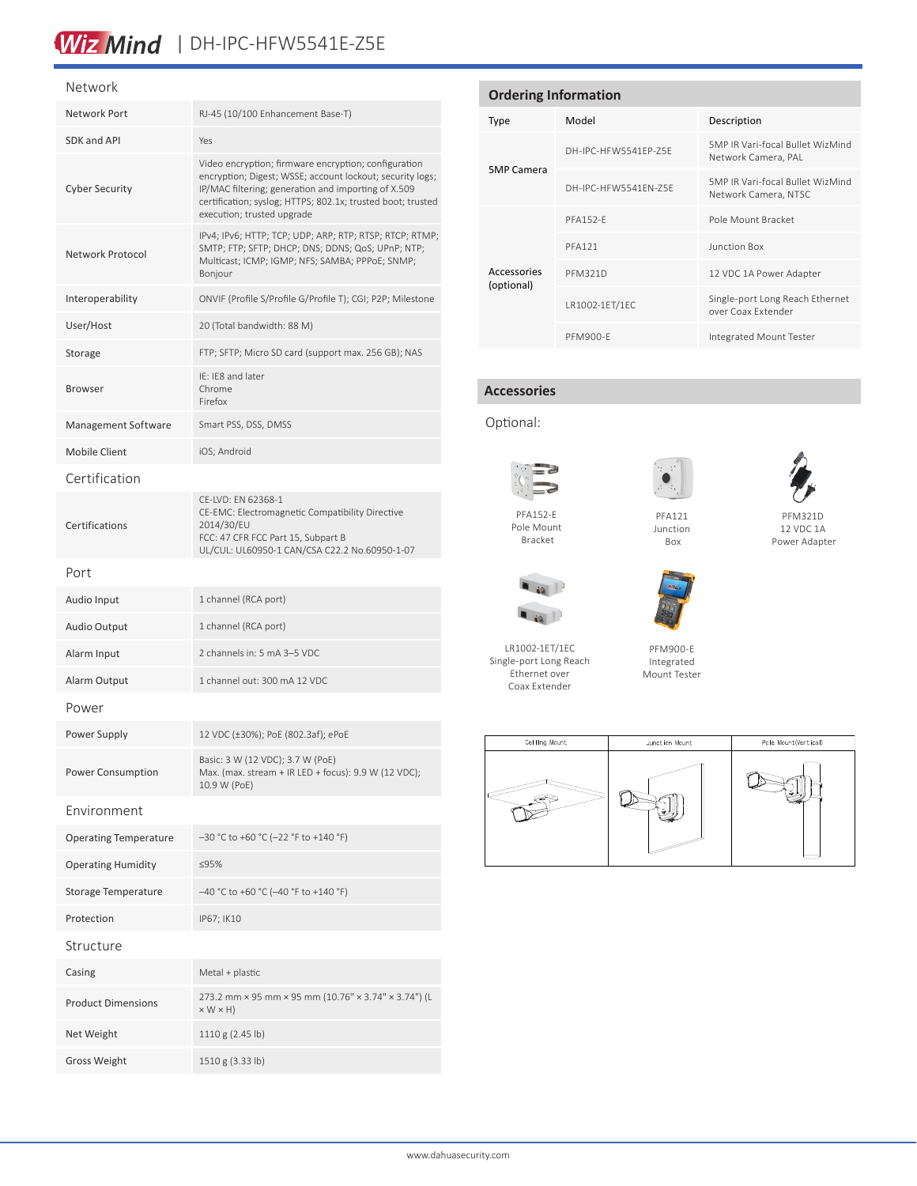## Network

| | |
|---|---|
| Network Port | RJ-45 (10/100 Enhancement Base-T) |
| SDK and API | Yes |
| Cyber Security | Video encryption; firmware encryption; configuration encryption; Digest; WSSE; account lockout; security logs; IP/MAC filtering; generation and importing of X.509 certification; syslog; HTTPS; 802.1x; trusted boot; trusted execution; trusted upgrade |
| Network Protocol | IPv4; IPv6; HTTP; TCP; UDP; ARP; RTP; RTSP; RTCP; RTMP; SMTP; FTP; SFTP; DHCP; DNS; DDNS; QoS; UPnP; NTP; Multicast; ICMP; IGMP; NFS; SAMBA; PPPoE; SNMP; Bonjour |
| Interoperability | ONVIF (Profile S/Profile G/Profile T); CGI; P2P; Milestone |
| User/Host | 20 (Total bandwidth: 88 M) |
| Storage | FTP; SFTP; Micro SD card (support max. 256 GB); NAS |
| Browser | IE: IE8 and later<br>Chrome<br>Firefox |
| Management Software | Smart PSS, DSS, DMSS |
| Mobile Client | iOS; Android |

## Certification

| | |
|---|---|
| Certifications | CE-LVD: EN 62368-1<br>CE-EMC: Electromagnetic Compatibility Directive 2014/30/EU<br>FCC: 47 CFR FCC Part 15, Subpart B<br>UL/CUL: UL60950-1 CAN/CSA C22.2 No.60950-1-07 |

## Port

| | |
|---|---|
| Audio Input | 1 channel (RCA port) |
| Audio Output | 1 channel (RCA port) |
| Alarm Input | 2 channels in: 5 mA 3–5 VDC |
| Alarm Output | 1 channel out: 300 mA 12 VDC |

## Power

| | |
|---|---|
| Power Supply | 12 VDC (±30%); PoE (802.3af); ePoE |
| Power Consumption | Basic: 3 W (12 VDC); 3.7 W (PoE)<br>Max. (max. stream + IR LED + focus): 9.9 W (12 VDC); 10.9 W (PoE) |

## Environment

| | |
|---|---|
| Operating Temperature | –30 °C to +60 °C (–22 °F to +140 °F) |
| Operating Humidity | ≤95% |
| Storage Temperature | –40 °C to +60 °C (–40 °F to +140 °F) |
| Protection | IP67; IK10 |

## Structure

| | |
|---|---|
| Casing | Metal + plastic |
| Product Dimensions | 273.2 mm × 95 mm × 95 mm (10.76" × 3.74" × 3.74") (L × W × H) |
| Net Weight | 1110 g (2.45 lb) |
| Gross Weight | 1510 g (3.33 lb) |

## Ordering Information

| Type | Model | Description |
|---|---|---|
| 5MP Camera | DH-IPC-HFW5541EP-Z5E | 5MP IR Vari-focal Bullet WizMind Network Camera, PAL |
| | DH-IPC-HFW5541EN-Z5E | 5MP IR Vari-focal Bullet WizMind Network Camera, NTSC |
| Accessories (optional) | PFA152-E | Pole Mount Bracket |
| | PFA121 | Junction Box |
| | PFM321D | 12 VDC 1A Power Adapter |
| | LR1002-1ET/1EC | Single-port Long Reach Ethernet over Coax Extender |
| | PFM900-E | Integrated Mount Tester |

## Accessories

Optional:

PFA152-E
Pole Mount
Bracket

PFA121
Junction
Box

PFM321D
12 VDC 1A
Power Adapter

LR1002-1ET/1EC
Single-port Long Reach
Ethernet over
Coax Extender

PFM900-E
Integrated
Mount Tester

| Ceiling Mount | Junction Mount | Pole Mount(Vertical) |
|---|---|---|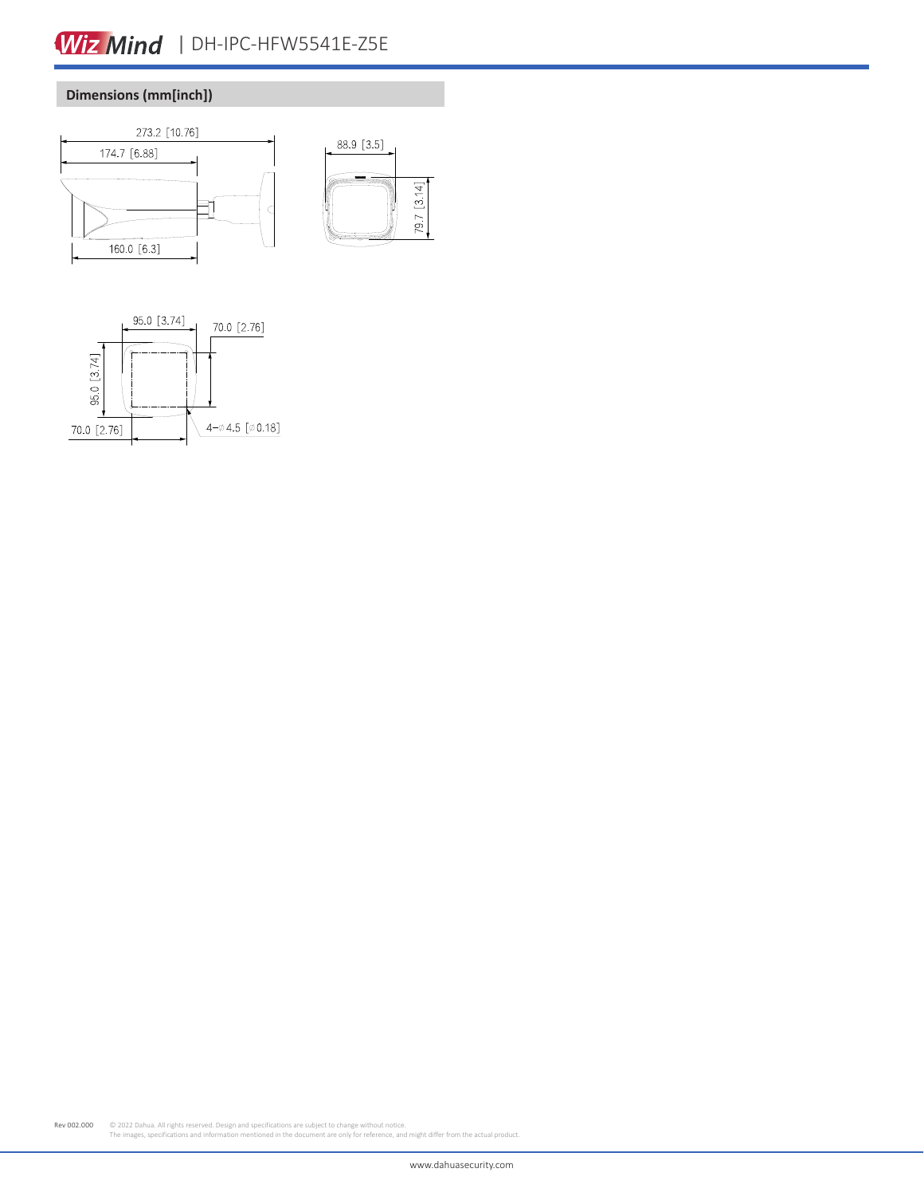## Dimensions (mm[inch])

273.2 [10.76]

174.7 [6.88]

160.0 [6.3]

88.9 [3.5]

79.7 [3.14]

95.0 [3.74]

70.0 [2.76]

95.0 [3.74]

70.0 [2.76]

4–ø4.5 [ø0.18]